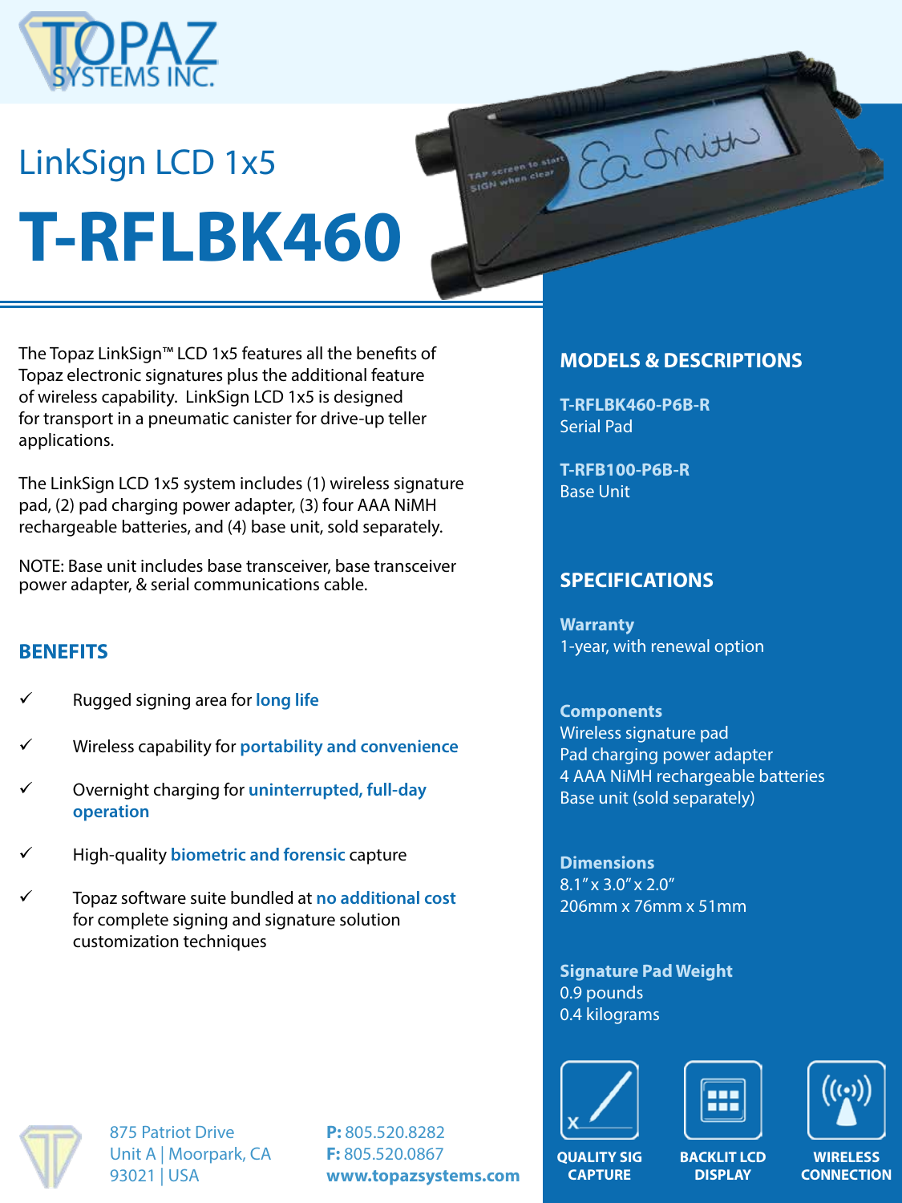# LinkSign LCD 1x5

# T-RFLBK460

The Topaz LinkSign™ LCD 1x5 features all the benefits of Topaz electronic signatures plus the additional feature of wireless capability. LinkSign LCD 1x5 is designed for transport in a pneumatic canister for drive-up teller applications.

The LinkSign LCD 1x5 system includes (1) wireless signature pad, (2) pad charging power adapter, (3) four AAA NiMH rechargeable batteries, and (4) base unit, sold separately.

NOTE: Base unit includes base transceiver, base transceiver power adapter, & serial communications cable.

## BENEFITS

- ✓ Rugged signing area for **long life**
- ✓ Wireless capability for **portability and convenience**
- ✓ Overnight charging for **uninterrupted, full-day operation**
- ✓ High-quality **biometric and forensic** capture
- ✓ Topaz software suite bundled at **no additional cost** for complete signing and signature solution customization techniques

## MODELS & DESCRIPTIONS

**T-RFLBK460-P6B-R**
Serial Pad

**T-RFB100-P6B-R**
Base Unit

## SPECIFICATIONS

**Warranty**
1-year, with renewal option

**Components**
Wireless signature pad
Pad charging power adapter
4 AAA NiMH rechargeable batteries
Base unit (sold separately)

**Dimensions**
8.1" x 3.0" x 2.0"
206mm x 76mm x 51mm

**Signature Pad Weight**
0.9 pounds
0.4 kilograms

QUALITY SIG CAPTURE | BACKLIT LCD DISPLAY | WIRELESS CONNECTION

875 Patriot Drive
Unit A | Moorpark, CA
93021 | USA

**P:** 805.520.8282
**F:** 805.520.0867
**www.topazsystems.com**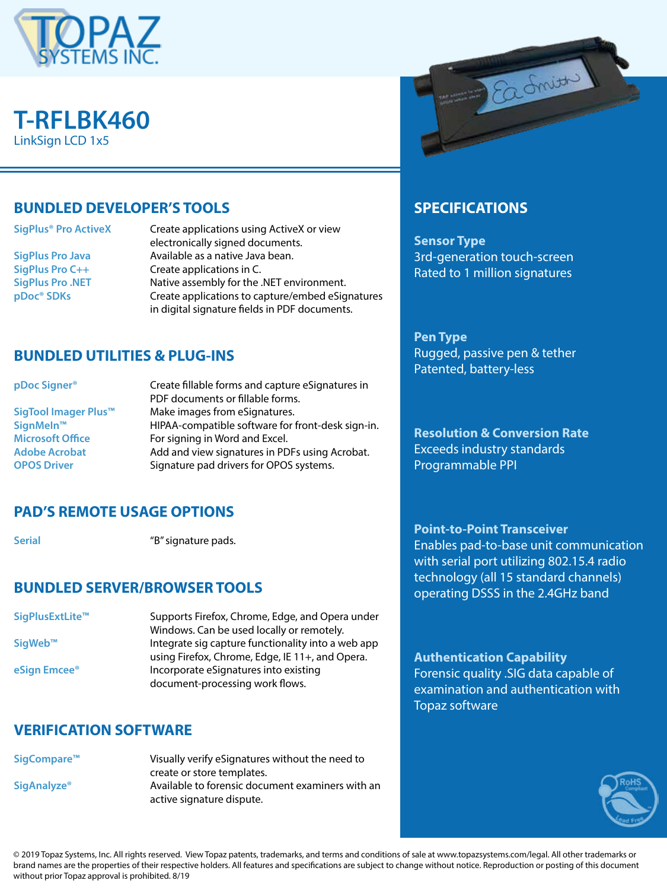# T-RFLBK460

LinkSign LCD 1x5

## BUNDLED DEVELOPER'S TOOLS

| | |
|---|---|
| SigPlus® Pro ActiveX | Create applications using ActiveX or view electronically signed documents. |
| SigPlus Pro Java | Available as a native Java bean. |
| SigPlus Pro C++ | Create applications in C. |
| SigPlus Pro .NET | Native assembly for the .NET environment. |
| pDoc® SDKs | Create applications to capture/embed eSignatures in digital signature fields in PDF documents. |

## BUNDLED UTILITIES & PLUG-INS

| | |
|---|---|
| pDoc Signer® | Create fillable forms and capture eSignatures in PDF documents or fillable forms. |
| SigTool Imager Plus™ | Make images from eSignatures. |
| SignMeIn™ | HIPAA-compatible software for front-desk sign-in. |
| Microsoft Office | For signing in Word and Excel. |
| Adobe Acrobat | Add and view signatures in PDFs using Acrobat. |
| OPOS Driver | Signature pad drivers for OPOS systems. |

## PAD'S REMOTE USAGE OPTIONS

| | |
|---|---|
| Serial | "B" signature pads. |

## BUNDLED SERVER/BROWSER TOOLS

| | |
|---|---|
| SigPlusExtLite™ | Supports Firefox, Chrome, Edge, and Opera under Windows. Can be used locally or remotely. |
| SigWeb™ | Integrate sig capture functionality into a web app using Firefox, Chrome, Edge, IE 11+, and Opera. |
| eSign Emcee® | Incorporate eSignatures into existing document-processing work flows. |

## VERIFICATION SOFTWARE

| | |
|---|---|
| SigCompare™ | Visually verify eSignatures without the need to create or store templates. |
| SigAnalyze® | Available to forensic document examiners with an active signature dispute. |

## SPECIFICATIONS

**Sensor Type**
3rd-generation touch-screen
Rated to 1 million signatures

**Pen Type**
Rugged, passive pen & tether
Patented, battery-less

**Resolution & Conversion Rate**
Exceeds industry standards
Programmable PPI

**Point-to-Point Transceiver**
Enables pad-to-base unit communication with serial port utilizing 802.15.4 radio technology (all 15 standard channels) operating DSSS in the 2.4GHz band

**Authentication Capability**
Forensic quality .SIG data capable of examination and authentication with Topaz software

© 2019 Topaz Systems, Inc. All rights reserved. View Topaz patents, trademarks, and terms and conditions of sale at www.topazsystems.com/legal. All other trademarks or brand names are the properties of their respective holders. All features and specifications are subject to change without notice. Reproduction or posting of this document without prior Topaz approval is prohibited. 8/19